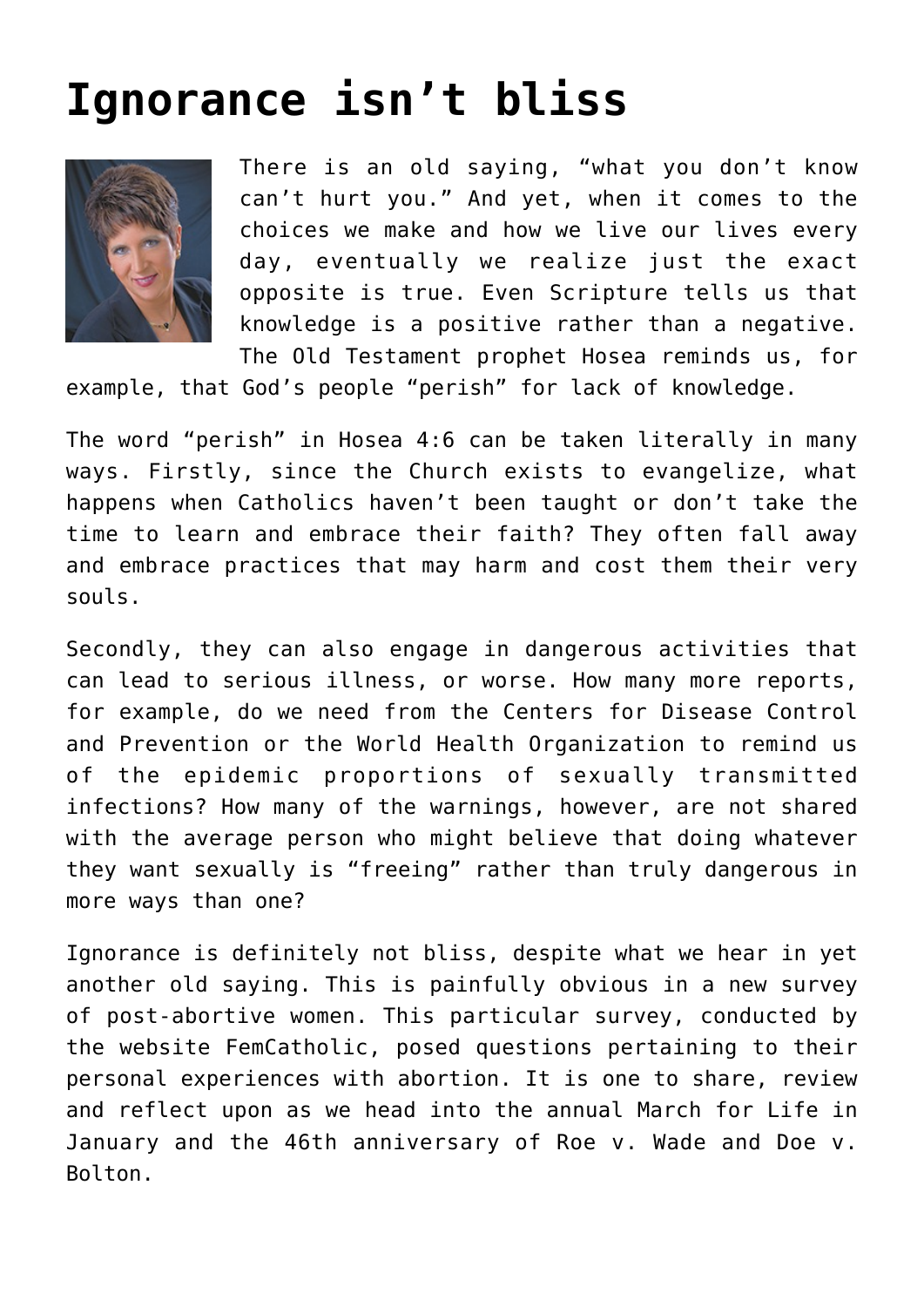# Ignorance isn't bliss

There is an old saying, "what you don't know can't hurt you." And yet, when it comes to the choices we make and how we live our lives every day, eventually we realize just the exact opposite is true. Even Scripture tells us that knowledge is a positive rather than a negative. The Old Testament prophet Hosea reminds us, for example, that God's people "perish" for lack of knowledge.

The word "perish" in Hosea 4:6 can be taken literally in many ways. Firstly, since the Church exists to evangelize, what happens when Catholics haven't been taught or don't take the time to learn and embrace their faith? They often fall away and embrace practices that may harm and cost them their very souls.

Secondly, they can also engage in dangerous activities that can lead to serious illness, or worse. How many more reports, for example, do we need from the Centers for Disease Control and Prevention or the World Health Organization to remind us of the epidemic proportions of sexually transmitted infections? How many of the warnings, however, are not shared with the average person who might believe that doing whatever they want sexually is "freeing" rather than truly dangerous in more ways than one?

Ignorance is definitely not bliss, despite what we hear in yet another old saying. This is painfully obvious in a new survey of post-abortive women. This particular survey, conducted by the website FemCatholic, posed questions pertaining to their personal experiences with abortion. It is one to share, review and reflect upon as we head into the annual March for Life in January and the 46th anniversary of Roe v. Wade and Doe v. Bolton.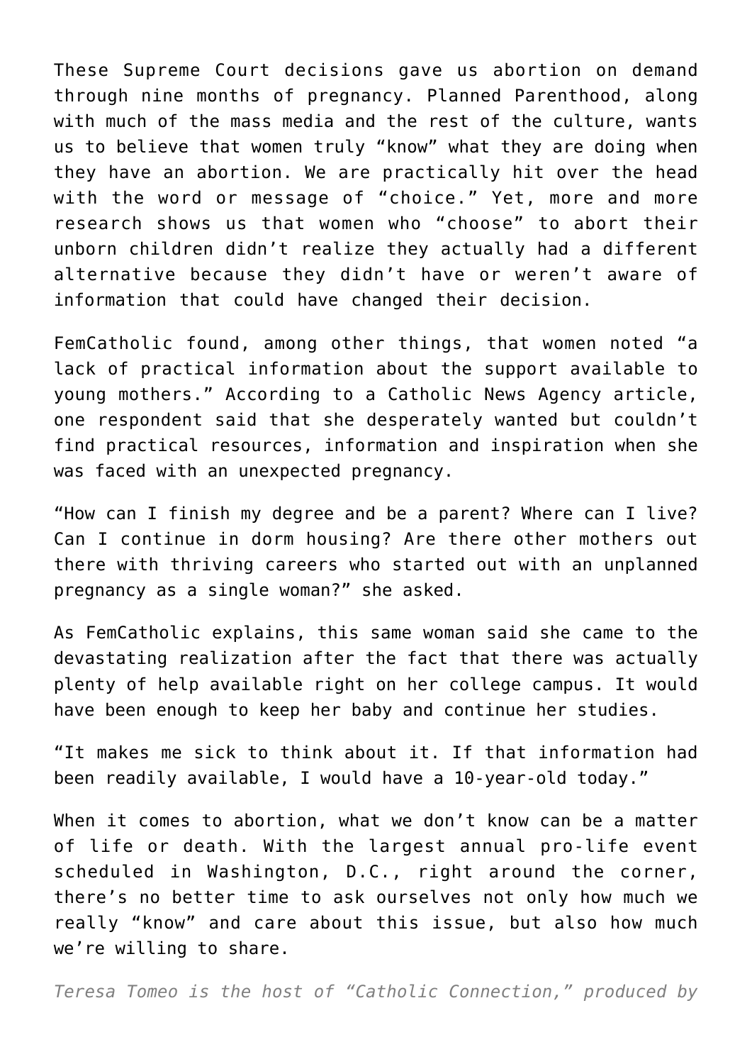These Supreme Court decisions gave us abortion on demand through nine months of pregnancy. Planned Parenthood, along with much of the mass media and the rest of the culture, wants us to believe that women truly "know" what they are doing when they have an abortion. We are practically hit over the head with the word or message of "choice." Yet, more and more research shows us that women who "choose" to abort their unborn children didn't realize they actually had a different alternative because they didn't have or weren't aware of information that could have changed their decision.

FemCatholic found, among other things, that women noted "a lack of practical information about the support available to young mothers." According to a Catholic News Agency article, one respondent said that she desperately wanted but couldn't find practical resources, information and inspiration when she was faced with an unexpected pregnancy.

"How can I finish my degree and be a parent? Where can I live? Can I continue in dorm housing? Are there other mothers out there with thriving careers who started out with an unplanned pregnancy as a single woman?" she asked.

As FemCatholic explains, this same woman said she came to the devastating realization after the fact that there was actually plenty of help available right on her college campus. It would have been enough to keep her baby and continue her studies.

"It makes me sick to think about it. If that information had been readily available, I would have a 10-year-old today."

When it comes to abortion, what we don't know can be a matter of life or death. With the largest annual pro-life event scheduled in Washington, D.C., right around the corner, there's no better time to ask ourselves not only how much we really "know" and care about this issue, but also how much we're willing to share.

*Teresa Tomeo is the host of "Catholic Connection," produced by*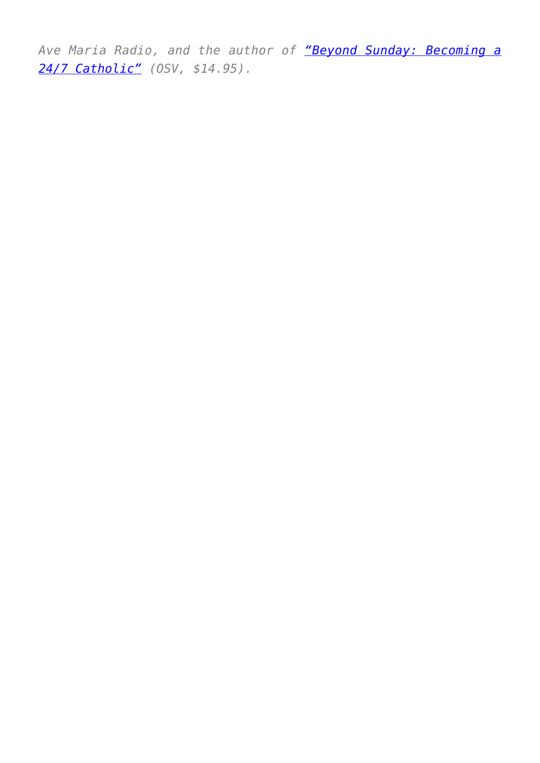*Ave Maria Radio, and the author of [“Beyond Sunday: Becoming a 24/7 Catholic”] (OSV, $14.95).*